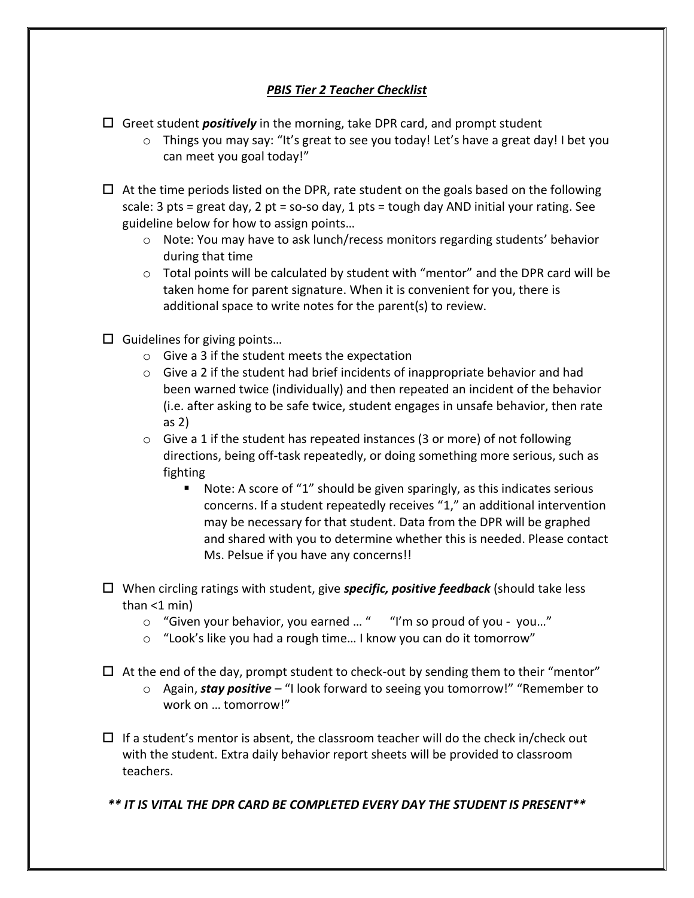# ***PBIS Tier 2 Teacher Checklist***

- [ ] Greet student ***positively*** in the morning, take DPR card, and prompt student
  - Things you may say: "It's great to see you today! Let's have a great day! I bet you can meet you goal today!"

- [ ] At the time periods listed on the DPR, rate student on the goals based on the following scale: 3 pts = great day, 2 pt = so-so day, 1 pts = tough day AND initial your rating. See guideline below for how to assign points…
  - Note: You may have to ask lunch/recess monitors regarding students' behavior during that time
  - Total points will be calculated by student with "mentor" and the DPR card will be taken home for parent signature. When it is convenient for you, there is additional space to write notes for the parent(s) to review.

- [ ] Guidelines for giving points…
  - Give a 3 if the student meets the expectation
  - Give a 2 if the student had brief incidents of inappropriate behavior and had been warned twice (individually) and then repeated an incident of the behavior (i.e. after asking to be safe twice, student engages in unsafe behavior, then rate as 2)
  - Give a 1 if the student has repeated instances (3 or more) of not following directions, being off-task repeatedly, or doing something more serious, such as fighting
    - Note: A score of "1" should be given sparingly, as this indicates serious concerns. If a student repeatedly receives "1," an additional intervention may be necessary for that student. Data from the DPR will be graphed and shared with you to determine whether this is needed. Please contact Ms. Pelsue if you have any concerns!!

- [ ] When circling ratings with student, give ***specific, positive feedback*** (should take less than <1 min)
  - "Given your behavior, you earned … " "I'm so proud of you - you…"
  - "Look's like you had a rough time… I know you can do it tomorrow"

- [ ] At the end of the day, prompt student to check-out by sending them to their "mentor"
  - Again, ***stay positive*** – "I look forward to seeing you tomorrow!" "Remember to work on … tomorrow!"

- [ ] If a student's mentor is absent, the classroom teacher will do the check in/check out with the student. Extra daily behavior report sheets will be provided to classroom teachers.

***\*\* IT IS VITAL THE DPR CARD BE COMPLETED EVERY DAY THE STUDENT IS PRESENT\*\****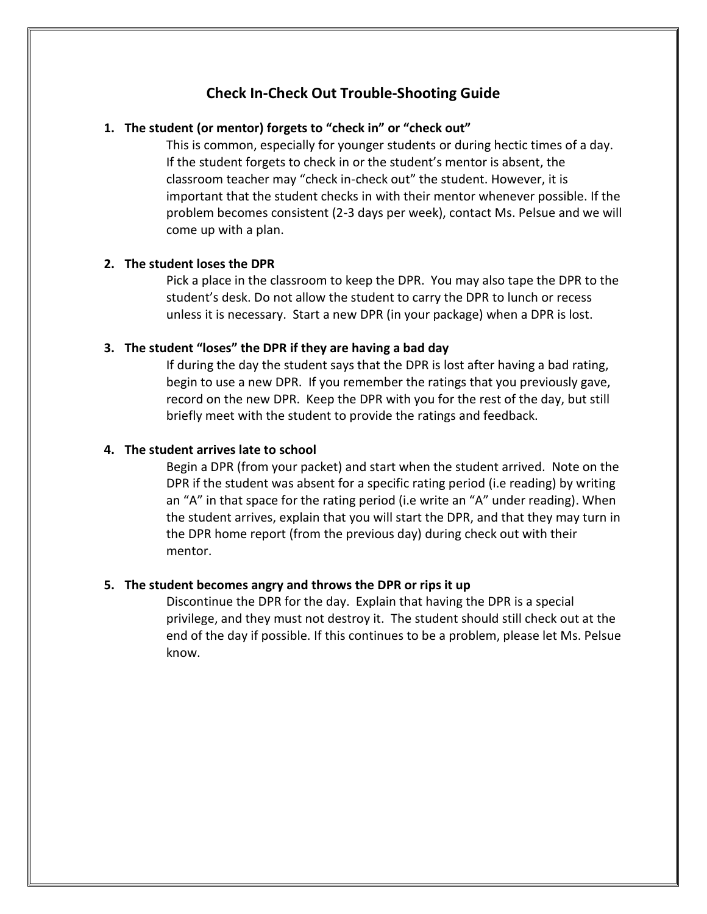# Check In-Check Out Trouble-Shooting Guide

1. **The student (or mentor) forgets to "check in" or "check out"**

   This is common, especially for younger students or during hectic times of a day. If the student forgets to check in or the student's mentor is absent, the classroom teacher may "check in-check out" the student. However, it is important that the student checks in with their mentor whenever possible. If the problem becomes consistent (2-3 days per week), contact Ms. Pelsue and we will come up with a plan.

2. **The student loses the DPR**

   Pick a place in the classroom to keep the DPR. You may also tape the DPR to the student's desk. Do not allow the student to carry the DPR to lunch or recess unless it is necessary. Start a new DPR (in your package) when a DPR is lost.

3. **The student "loses" the DPR if they are having a bad day**

   If during the day the student says that the DPR is lost after having a bad rating, begin to use a new DPR. If you remember the ratings that you previously gave, record on the new DPR. Keep the DPR with you for the rest of the day, but still briefly meet with the student to provide the ratings and feedback.

4. **The student arrives late to school**

   Begin a DPR (from your packet) and start when the student arrived. Note on the DPR if the student was absent for a specific rating period (i.e reading) by writing an "A" in that space for the rating period (i.e write an "A" under reading). When the student arrives, explain that you will start the DPR, and that they may turn in the DPR home report (from the previous day) during check out with their mentor.

5. **The student becomes angry and throws the DPR or rips it up**

   Discontinue the DPR for the day. Explain that having the DPR is a special privilege, and they must not destroy it. The student should still check out at the end of the day if possible. If this continues to be a problem, please let Ms. Pelsue know.